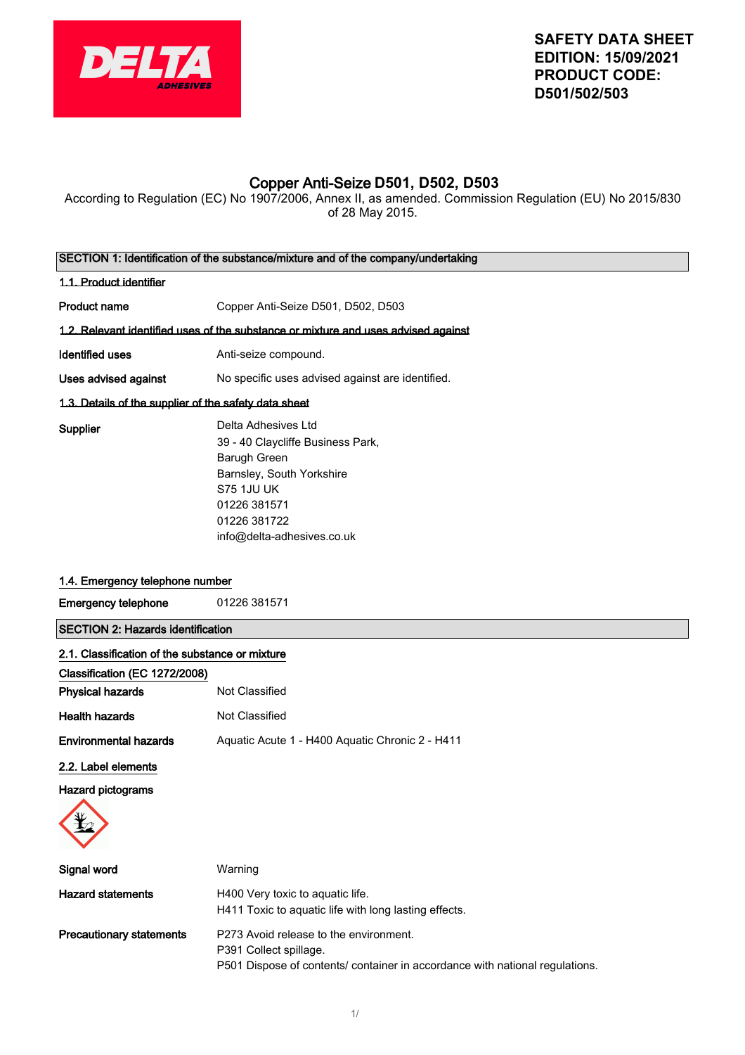**SAFETY DATA SHEET**
**EDITION: 15/09/2021**
**PRODUCT CODE: D501/502/503**

# Copper Anti-Seize D501, D502, D503

According to Regulation (EC) No 1907/2006, Annex II, as amended. Commission Regulation (EU) No 2015/830 of 28 May 2015.

## SECTION 1: Identification of the substance/mixture and of the company/undertaking

### 1.1. Product identifier

**Product name** Copper Anti-Seize D501, D502, D503

### 1.2. Relevant identified uses of the substance or mixture and uses advised against

**Identified uses** Anti-seize compound.

**Uses advised against** No specific uses advised against are identified.

### 1.3. Details of the supplier of the safety data sheet

**Supplier**
Delta Adhesives Ltd
39 - 40 Claycliffe Business Park,
Barugh Green
Barnsley, South Yorkshire
S75 1JU UK
01226 381571
01226 381722
info@delta-adhesives.co.uk

### 1.4. Emergency telephone number

**Emergency telephone** 01226 381571

## SECTION 2: Hazards identification

### 2.1. Classification of the substance or mixture

**Classification (EC 1272/2008)**

**Physical hazards** Not Classified

**Health hazards** Not Classified

**Environmental hazards** Aquatic Acute 1 - H400 Aquatic Chronic 2 - H411

### 2.2. Label elements

**Hazard pictograms**

**Signal word** Warning

**Hazard statements**
H400 Very toxic to aquatic life.
H411 Toxic to aquatic life with long lasting effects.

**Precautionary statements**
P273 Avoid release to the environment.
P391 Collect spillage.
P501 Dispose of contents/ container in accordance with national regulations.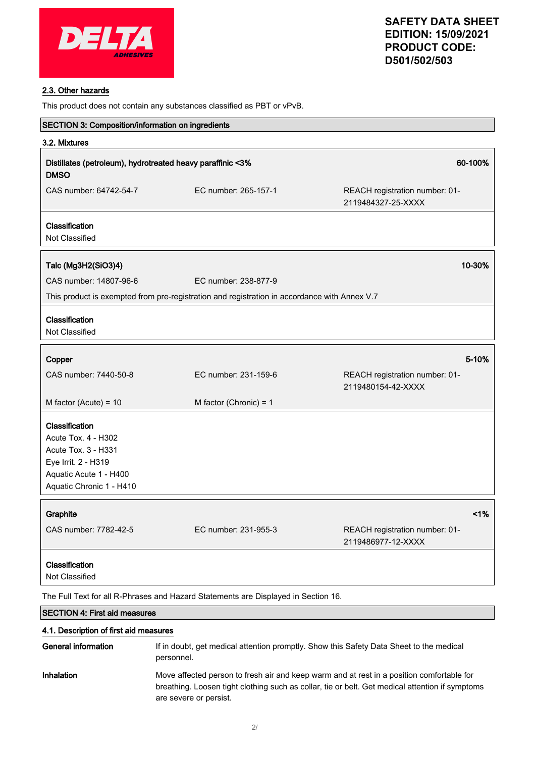### 2.3. Other hazards

This product does not contain any substances classified as PBT or vPvB.

## SECTION 3: Composition/information on ingredients

### 3.2. Mixtures

**Distillates (petroleum), hydrotreated heavy paraffinic <3% DMSO** — **60-100%**

CAS number: 64742-54-7 | EC number: 265-157-1 | REACH registration number: 01-2119484327-25-XXXX

**Classification**
Not Classified

**Talc (Mg3H2(SiO3)4)** — **10-30%**

CAS number: 14807-96-6 | EC number: 238-877-9

This product is exempted from pre-registration and registration in accordance with Annex V.7

**Classification**
Not Classified

**Copper** — **5-10%**

CAS number: 7440-50-8 | EC number: 231-159-6 | REACH registration number: 01-2119480154-42-XXXX

M factor (Acute) = 10 | M factor (Chronic) = 1

**Classification**
Acute Tox. 4 - H302
Acute Tox. 3 - H331
Eye Irrit. 2 - H319
Aquatic Acute 1 - H400
Aquatic Chronic 1 - H410

**Graphite** — **<1%**

CAS number: 7782-42-5 | EC number: 231-955-3 | REACH registration number: 01-2119486977-12-XXXX

**Classification**
Not Classified

The Full Text for all R-Phrases and Hazard Statements are Displayed in Section 16.

## SECTION 4: First aid measures

### 4.1. Description of first aid measures

**General information** If in doubt, get medical attention promptly. Show this Safety Data Sheet to the medical personnel.

**Inhalation** Move affected person to fresh air and keep warm and at rest in a position comfortable for breathing. Loosen tight clothing such as collar, tie or belt. Get medical attention if symptoms are severe or persist.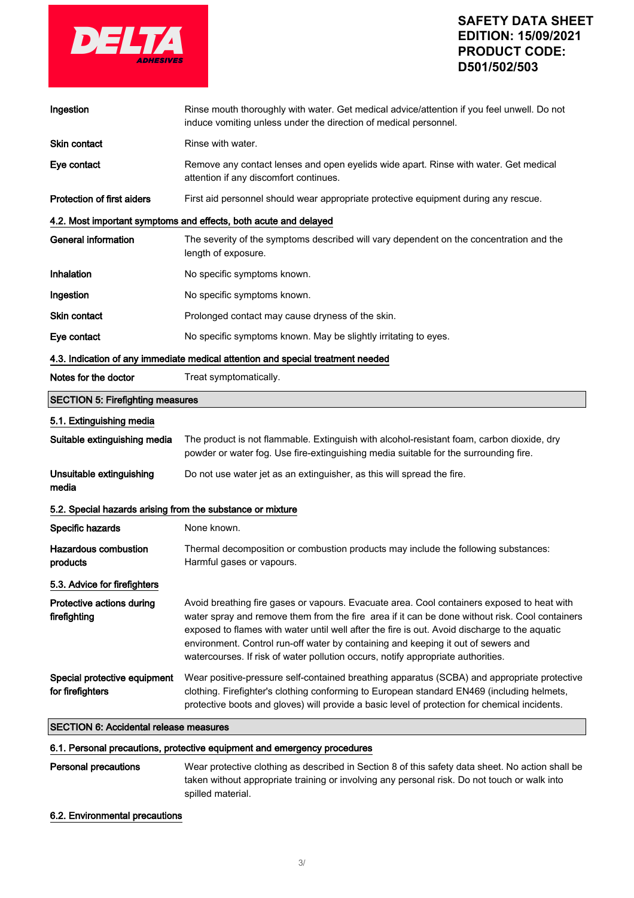| | |
|---|---|
| **Ingestion** | Rinse mouth thoroughly with water. Get medical advice/attention if you feel unwell. Do not induce vomiting unless under the direction of medical personnel. |
| **Skin contact** | Rinse with water. |
| **Eye contact** | Remove any contact lenses and open eyelids wide apart. Rinse with water. Get medical attention if any discomfort continues. |
| **Protection of first aiders** | First aid personnel should wear appropriate protective equipment during any rescue. |

### 4.2. Most important symptoms and effects, both acute and delayed

| | |
|---|---|
| **General information** | The severity of the symptoms described will vary dependent on the concentration and the length of exposure. |
| **Inhalation** | No specific symptoms known. |
| **Ingestion** | No specific symptoms known. |
| **Skin contact** | Prolonged contact may cause dryness of the skin. |
| **Eye contact** | No specific symptoms known. May be slightly irritating to eyes. |

### 4.3. Indication of any immediate medical attention and special treatment needed

| | |
|---|---|
| **Notes for the doctor** | Treat symptomatically. |

## SECTION 5: Firefighting measures

### 5.1. Extinguishing media

| | |
|---|---|
| **Suitable extinguishing media** | The product is not flammable. Extinguish with alcohol-resistant foam, carbon dioxide, dry powder or water fog. Use fire-extinguishing media suitable for the surrounding fire. |
| **Unsuitable extinguishing media** | Do not use water jet as an extinguisher, as this will spread the fire. |

### 5.2. Special hazards arising from the substance or mixture

| | |
|---|---|
| **Specific hazards** | None known. |
| **Hazardous combustion products** | Thermal decomposition or combustion products may include the following substances: Harmful gases or vapours. |

### 5.3. Advice for firefighters

| | |
|---|---|
| **Protective actions during firefighting** | Avoid breathing fire gases or vapours. Evacuate area. Cool containers exposed to heat with water spray and remove them from the fire area if it can be done without risk. Cool containers exposed to flames with water until well after the fire is out. Avoid discharge to the aquatic environment. Control run-off water by containing and keeping it out of sewers and watercourses. If risk of water pollution occurs, notify appropriate authorities. |
| **Special protective equipment for firefighters** | Wear positive-pressure self-contained breathing apparatus (SCBA) and appropriate protective clothing. Firefighter's clothing conforming to European standard EN469 (including helmets, protective boots and gloves) will provide a basic level of protection for chemical incidents. |

## SECTION 6: Accidental release measures

### 6.1. Personal precautions, protective equipment and emergency procedures

| | |
|---|---|
| **Personal precautions** | Wear protective clothing as described in Section 8 of this safety data sheet. No action shall be taken without appropriate training or involving any personal risk. Do not touch or walk into spilled material. |

### 6.2. Environmental precautions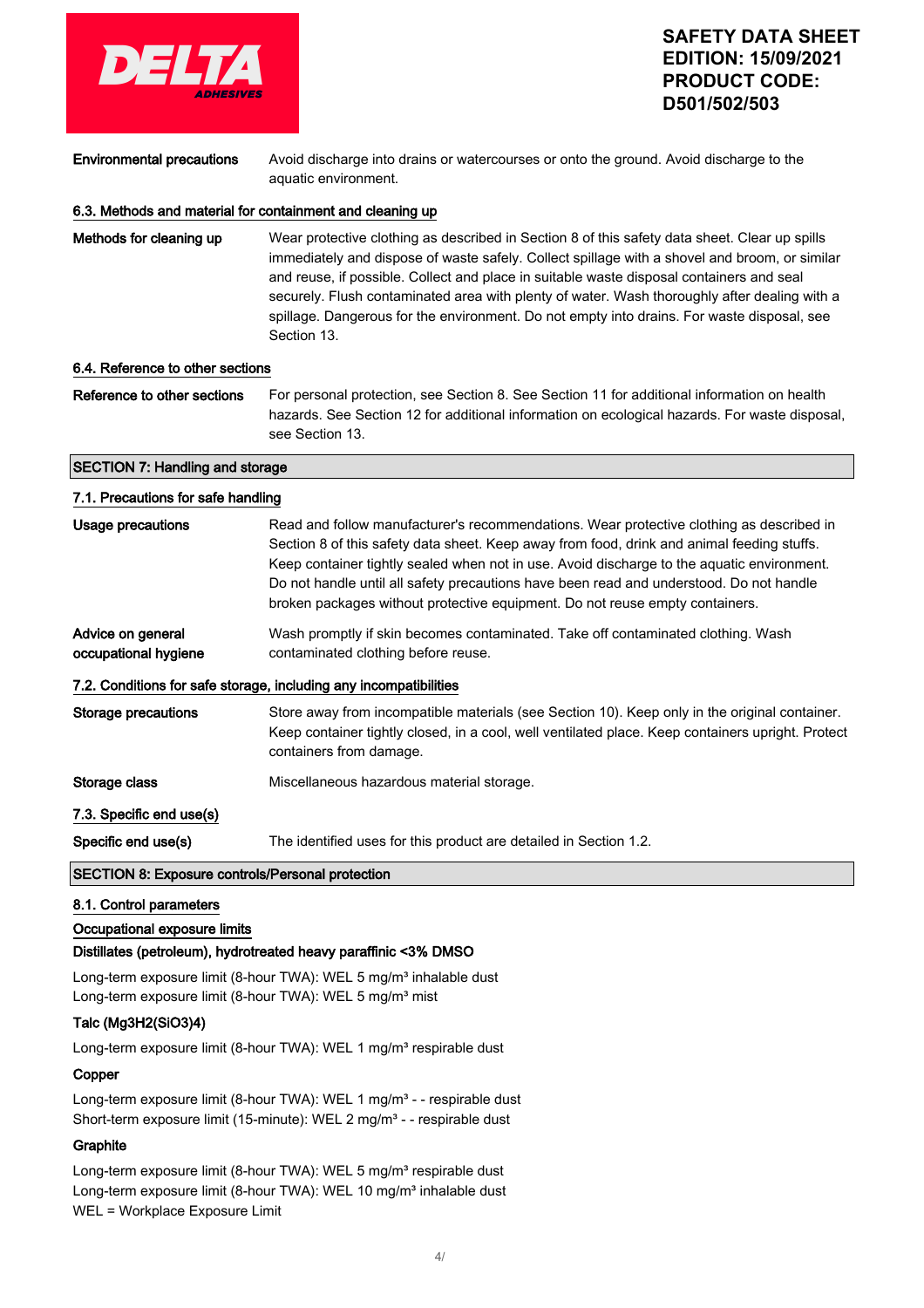**Environmental precautions** Avoid discharge into drains or watercourses or onto the ground. Avoid discharge to the aquatic environment.

### 6.3. Methods and material for containment and cleaning up

**Methods for cleaning up** Wear protective clothing as described in Section 8 of this safety data sheet. Clear up spills immediately and dispose of waste safely. Collect spillage with a shovel and broom, or similar and reuse, if possible. Collect and place in suitable waste disposal containers and seal securely. Flush contaminated area with plenty of water. Wash thoroughly after dealing with a spillage. Dangerous for the environment. Do not empty into drains. For waste disposal, see Section 13.

### 6.4. Reference to other sections

**Reference to other sections** For personal protection, see Section 8. See Section 11 for additional information on health hazards. See Section 12 for additional information on ecological hazards. For waste disposal, see Section 13.

## SECTION 7: Handling and storage

### 7.1. Precautions for safe handling

**Usage precautions** Read and follow manufacturer's recommendations. Wear protective clothing as described in Section 8 of this safety data sheet. Keep away from food, drink and animal feeding stuffs. Keep container tightly sealed when not in use. Avoid discharge to the aquatic environment. Do not handle until all safety precautions have been read and understood. Do not handle broken packages without protective equipment. Do not reuse empty containers.

**Advice on general occupational hygiene** Wash promptly if skin becomes contaminated. Take off contaminated clothing. Wash contaminated clothing before reuse.

### 7.2. Conditions for safe storage, including any incompatibilities

**Storage precautions** Store away from incompatible materials (see Section 10). Keep only in the original container. Keep container tightly closed, in a cool, well ventilated place. Keep containers upright. Protect containers from damage.

**Storage class** Miscellaneous hazardous material storage.

### 7.3. Specific end use(s)

**Specific end use(s)** The identified uses for this product are detailed in Section 1.2.

## SECTION 8: Exposure controls/Personal protection

### 8.1. Control parameters

**Occupational exposure limits**

**Distillates (petroleum), hydrotreated heavy paraffinic <3% DMSO**

Long-term exposure limit (8-hour TWA): WEL 5 mg/m³ inhalable dust
Long-term exposure limit (8-hour TWA): WEL 5 mg/m³ mist

**Talc ($Mg_3H_2(SiO_3)_4$)**

Long-term exposure limit (8-hour TWA): WEL 1 mg/m³ respirable dust

**Copper**

Long-term exposure limit (8-hour TWA): WEL 1 mg/m³ - - respirable dust
Short-term exposure limit (15-minute): WEL 2 mg/m³ - - respirable dust

**Graphite**

Long-term exposure limit (8-hour TWA): WEL 5 mg/m³ respirable dust
Long-term exposure limit (8-hour TWA): WEL 10 mg/m³ inhalable dust
WEL = Workplace Exposure Limit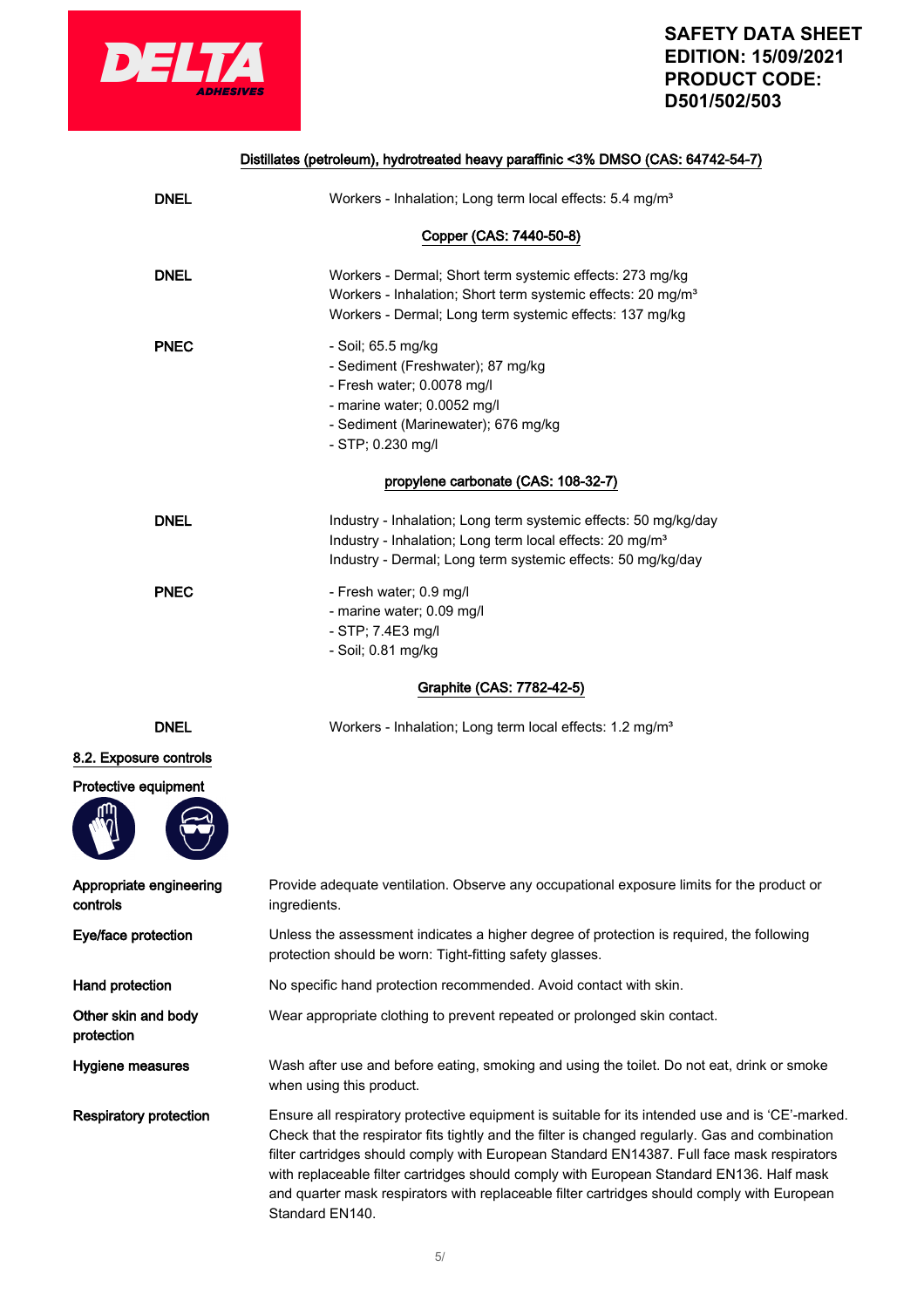Distillates (petroleum), hydrotreated heavy paraffinic <3% DMSO (CAS: 64742-54-7)

| | |
|---|---|
| **DNEL** | Workers - Inhalation; Long term local effects: 5.4 mg/m³ |

Copper (CAS: 7440-50-8)

| | |
|---|---|
| **DNEL** | Workers - Dermal; Short term systemic effects: 273 mg/kg<br>Workers - Inhalation; Short term systemic effects: 20 mg/m³<br>Workers - Dermal; Long term systemic effects: 137 mg/kg |
| **PNEC** | - Soil; 65.5 mg/kg<br>- Sediment (Freshwater); 87 mg/kg<br>- Fresh water; 0.0078 mg/l<br>- marine water; 0.0052 mg/l<br>- Sediment (Marinewater); 676 mg/kg<br>- STP; 0.230 mg/l |

propylene carbonate (CAS: 108-32-7)

| | |
|---|---|
| **DNEL** | Industry - Inhalation; Long term systemic effects: 50 mg/kg/day<br>Industry - Inhalation; Long term local effects: 20 mg/m³<br>Industry - Dermal; Long term systemic effects: 50 mg/kg/day |
| **PNEC** | - Fresh water; 0.9 mg/l<br>- marine water; 0.09 mg/l<br>- STP; 7.4E3 mg/l<br>- Soil; 0.81 mg/kg |

Graphite (CAS: 7782-42-5)

| | |
|---|---|
| **DNEL** | Workers - Inhalation; Long term local effects: 1.2 mg/m³ |

## 8.2. Exposure controls

**Protective equipment**

| | |
|---|---|
| **Appropriate engineering controls** | Provide adequate ventilation. Observe any occupational exposure limits for the product or ingredients. |
| **Eye/face protection** | Unless the assessment indicates a higher degree of protection is required, the following protection should be worn: Tight-fitting safety glasses. |
| **Hand protection** | No specific hand protection recommended. Avoid contact with skin. |
| **Other skin and body protection** | Wear appropriate clothing to prevent repeated or prolonged skin contact. |
| **Hygiene measures** | Wash after use and before eating, smoking and using the toilet. Do not eat, drink or smoke when using this product. |
| **Respiratory protection** | Ensure all respiratory protective equipment is suitable for its intended use and is 'CE'-marked. Check that the respirator fits tightly and the filter is changed regularly. Gas and combination filter cartridges should comply with European Standard EN14387. Full face mask respirators with replaceable filter cartridges should comply with European Standard EN136. Half mask and quarter mask respirators with replaceable filter cartridges should comply with European Standard EN140. |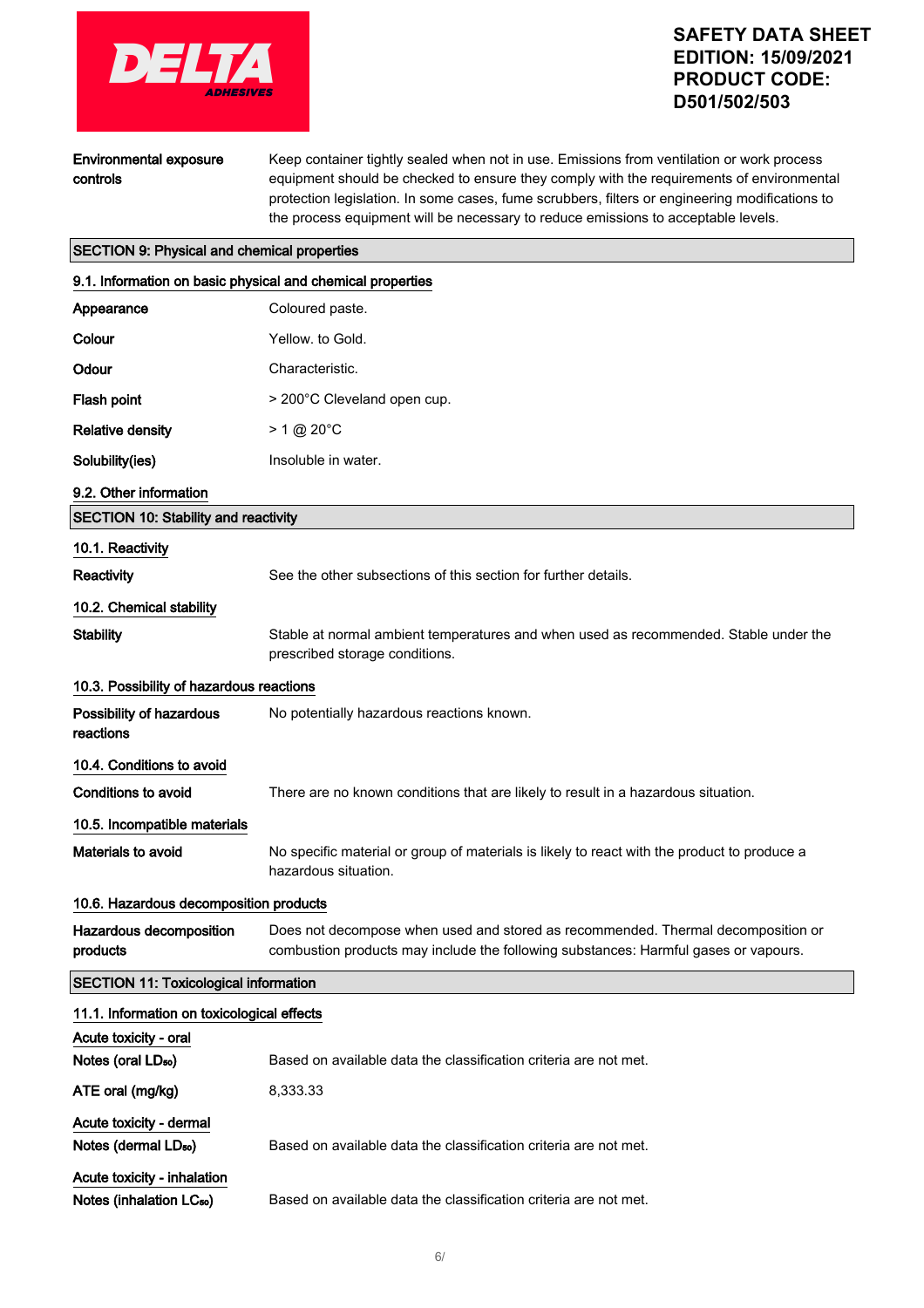| | |
|---|---|
| **Environmental exposure controls** | Keep container tightly sealed when not in use. Emissions from ventilation or work process equipment should be checked to ensure they comply with the requirements of environmental protection legislation. In some cases, fume scrubbers, filters or engineering modifications to the process equipment will be necessary to reduce emissions to acceptable levels. |

## SECTION 9: Physical and chemical properties

### 9.1. Information on basic physical and chemical properties

| | |
|---|---|
| **Appearance** | Coloured paste. |
| **Colour** | Yellow. to Gold. |
| **Odour** | Characteristic. |
| **Flash point** | > 200°C Cleveland open cup. |
| **Relative density** | > 1 @ 20°C |
| **Solubility(ies)** | Insoluble in water. |

### 9.2. Other information

## SECTION 10: Stability and reactivity

### 10.1. Reactivity

| | |
|---|---|
| **Reactivity** | See the other subsections of this section for further details. |

### 10.2. Chemical stability

| | |
|---|---|
| **Stability** | Stable at normal ambient temperatures and when used as recommended. Stable under the prescribed storage conditions. |

### 10.3. Possibility of hazardous reactions

| | |
|---|---|
| **Possibility of hazardous reactions** | No potentially hazardous reactions known. |

### 10.4. Conditions to avoid

| | |
|---|---|
| **Conditions to avoid** | There are no known conditions that are likely to result in a hazardous situation. |

### 10.5. Incompatible materials

| | |
|---|---|
| **Materials to avoid** | No specific material or group of materials is likely to react with the product to produce a hazardous situation. |

### 10.6. Hazardous decomposition products

| | |
|---|---|
| **Hazardous decomposition products** | Does not decompose when used and stored as recommended. Thermal decomposition or combustion products may include the following substances: Harmful gases or vapours. |

## SECTION 11: Toxicological information

### 11.1. Information on toxicological effects

**Acute toxicity - oral**

| | |
|---|---|
| **Notes (oral $LD_{50}$)** | Based on available data the classification criteria are not met. |
| **ATE oral (mg/kg)** | 8,333.33 |

**Acute toxicity - dermal**

| | |
|---|---|
| **Notes (dermal $LD_{50}$)** | Based on available data the classification criteria are not met. |

**Acute toxicity - inhalation**

| | |
|---|---|
| **Notes (inhalation $LC_{50}$)** | Based on available data the classification criteria are not met. |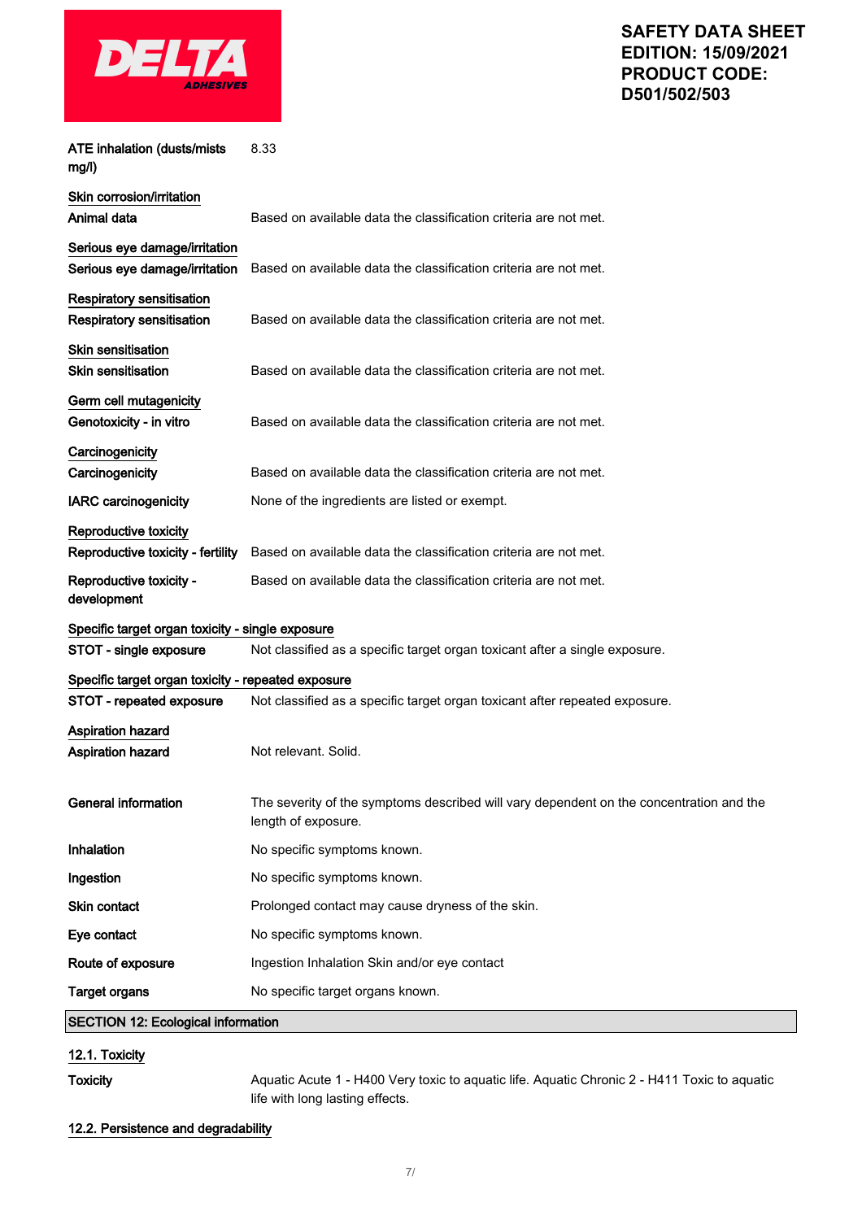**ATE inhalation (dusts/mists mg/l)** 8.33

<u>Skin corrosion/irritation</u>

**Animal data** Based on available data the classification criteria are not met.

<u>Serious eye damage/irritation</u>

**Serious eye damage/irritation** Based on available data the classification criteria are not met.

<u>Respiratory sensitisation</u>

**Respiratory sensitisation** Based on available data the classification criteria are not met.

<u>Skin sensitisation</u>

**Skin sensitisation** Based on available data the classification criteria are not met.

<u>Germ cell mutagenicity</u>

**Genotoxicity - in vitro** Based on available data the classification criteria are not met.

<u>Carcinogenicity</u>

**Carcinogenicity** Based on available data the classification criteria are not met.

**IARC carcinogenicity** None of the ingredients are listed or exempt.

<u>Reproductive toxicity</u>

**Reproductive toxicity - fertility** Based on available data the classification criteria are not met.

**Reproductive toxicity - development** Based on available data the classification criteria are not met.

<u>Specific target organ toxicity - single exposure</u>

**STOT - single exposure** Not classified as a specific target organ toxicant after a single exposure.

<u>Specific target organ toxicity - repeated exposure</u>

**STOT - repeated exposure** Not classified as a specific target organ toxicant after repeated exposure.

<u>Aspiration hazard</u>

**Aspiration hazard** Not relevant. Solid.

**General information** The severity of the symptoms described will vary dependent on the concentration and the length of exposure.

**Inhalation** No specific symptoms known.

**Ingestion** No specific symptoms known.

**Skin contact** Prolonged contact may cause dryness of the skin.

**Eye contact** No specific symptoms known.

**Route of exposure** Ingestion Inhalation Skin and/or eye contact

**Target organs** No specific target organs known.

## SECTION 12: Ecological information

### 12.1. Toxicity

**Toxicity** Aquatic Acute 1 - H400 Very toxic to aquatic life. Aquatic Chronic 2 - H411 Toxic to aquatic life with long lasting effects.

### 12.2. Persistence and degradability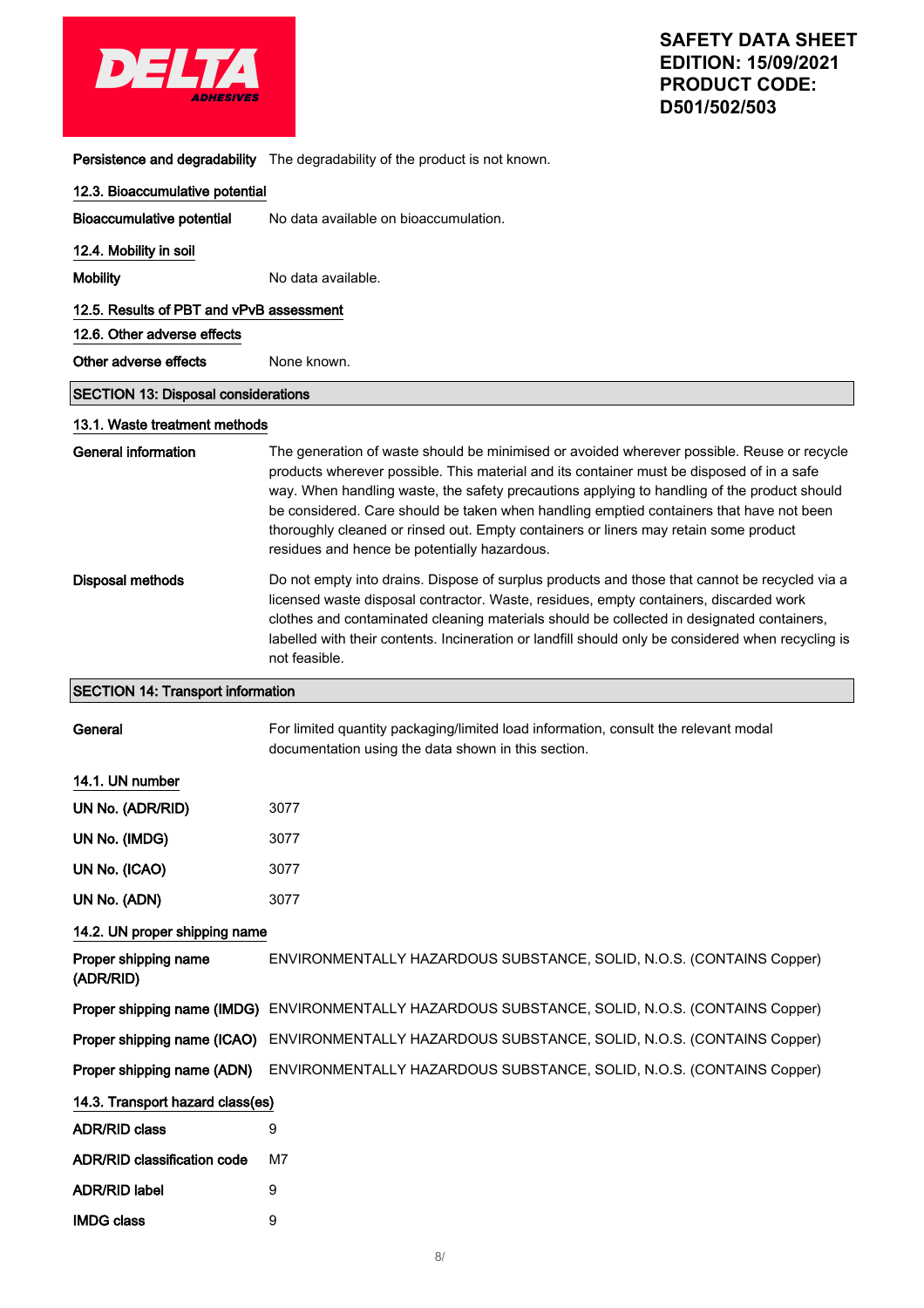**Persistence and degradability** The degradability of the product is not known.

### 12.3. Bioaccumulative potential

**Bioaccumulative potential** No data available on bioaccumulation.

### 12.4. Mobility in soil

**Mobility** No data available.

### 12.5. Results of PBT and vPvB assessment

### 12.6. Other adverse effects

**Other adverse effects** None known.

## SECTION 13: Disposal considerations

### 13.1. Waste treatment methods

**General information** The generation of waste should be minimised or avoided wherever possible. Reuse or recycle products wherever possible. This material and its container must be disposed of in a safe way. When handling waste, the safety precautions applying to handling of the product should be considered. Care should be taken when handling emptied containers that have not been thoroughly cleaned or rinsed out. Empty containers or liners may retain some product residues and hence be potentially hazardous.

**Disposal methods** Do not empty into drains. Dispose of surplus products and those that cannot be recycled via a licensed waste disposal contractor. Waste, residues, empty containers, discarded work clothes and contaminated cleaning materials should be collected in designated containers, labelled with their contents. Incineration or landfill should only be considered when recycling is not feasible.

## SECTION 14: Transport information

**General** For limited quantity packaging/limited load information, consult the relevant modal documentation using the data shown in this section.

### 14.1. UN number

**UN No. (ADR/RID)** 3077

**UN No. (IMDG)** 3077

**UN No. (ICAO)** 3077

**UN No. (ADN)** 3077

### 14.2. UN proper shipping name

**Proper shipping name (ADR/RID)** ENVIRONMENTALLY HAZARDOUS SUBSTANCE, SOLID, N.O.S. (CONTAINS Copper)

**Proper shipping name (IMDG)** ENVIRONMENTALLY HAZARDOUS SUBSTANCE, SOLID, N.O.S. (CONTAINS Copper)

**Proper shipping name (ICAO)** ENVIRONMENTALLY HAZARDOUS SUBSTANCE, SOLID, N.O.S. (CONTAINS Copper)

**Proper shipping name (ADN)** ENVIRONMENTALLY HAZARDOUS SUBSTANCE, SOLID, N.O.S. (CONTAINS Copper)

### 14.3. Transport hazard class(es)

**ADR/RID class** 9

**ADR/RID classification code** M7

**ADR/RID label** 9

**IMDG class** 9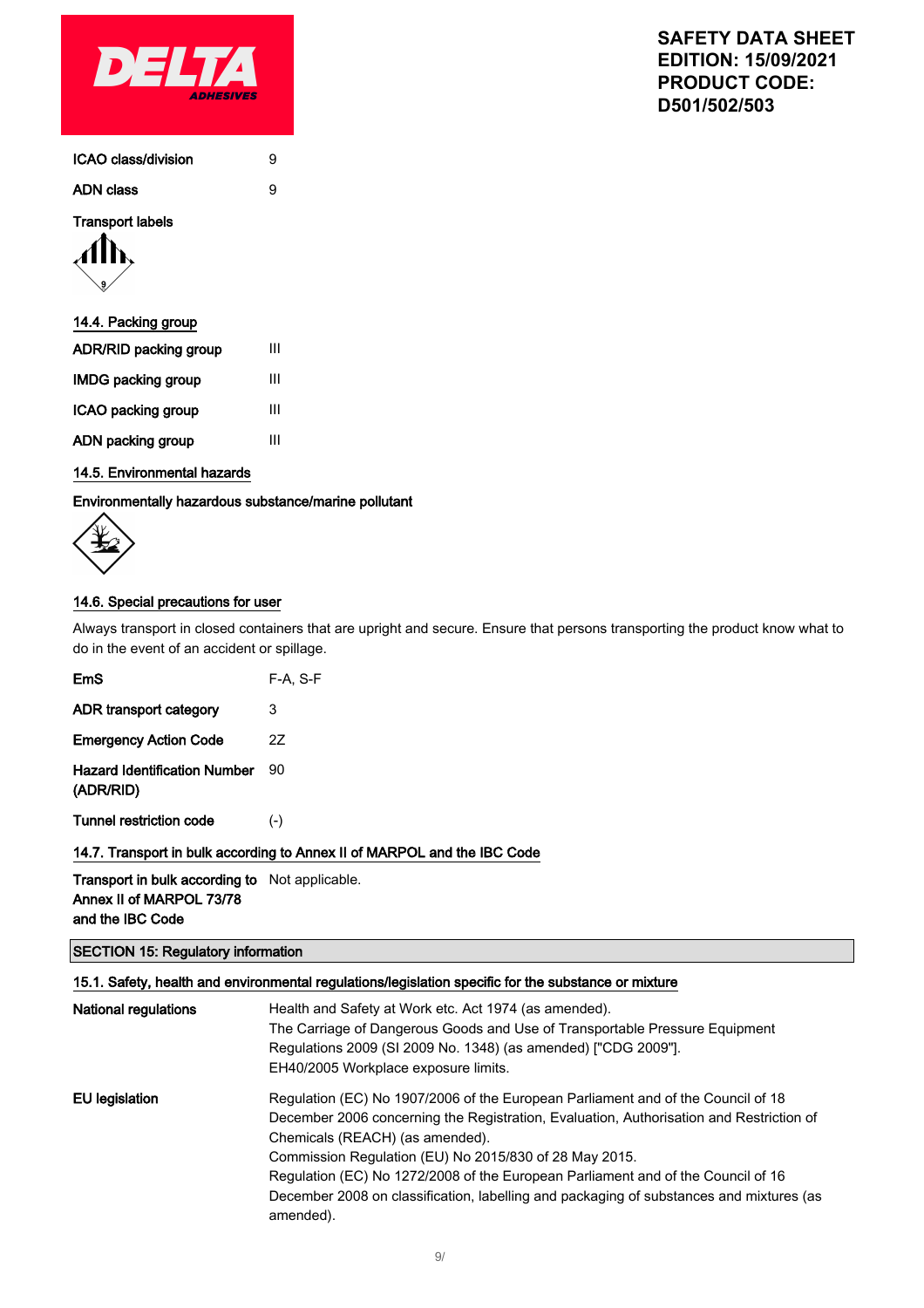| | |
|---|---|
| **ICAO class/division** | 9 |
| **ADN class** | 9 |

**Transport labels**

### 14.4. Packing group

| | |
|---|---|
| **ADR/RID packing group** | III |
| **IMDG packing group** | III |
| **ICAO packing group** | III |
| **ADN packing group** | III |

### 14.5. Environmental hazards

**Environmentally hazardous substance/marine pollutant**

### 14.6. Special precautions for user

Always transport in closed containers that are upright and secure. Ensure that persons transporting the product know what to do in the event of an accident or spillage.

| | |
|---|---|
| **EmS** | F-A, S-F |
| **ADR transport category** | 3 |
| **Emergency Action Code** | 2Z |
| **Hazard Identification Number (ADR/RID)** | 90 |
| **Tunnel restriction code** | (-) |

### 14.7. Transport in bulk according to Annex II of MARPOL and the IBC Code

| | |
|---|---|
| **Transport in bulk according to Annex II of MARPOL 73/78 and the IBC Code** | Not applicable. |

## SECTION 15: Regulatory information

### 15.1. Safety, health and environmental regulations/legislation specific for the substance or mixture

**National regulations**

Health and Safety at Work etc. Act 1974 (as amended).
The Carriage of Dangerous Goods and Use of Transportable Pressure Equipment Regulations 2009 (SI 2009 No. 1348) (as amended) ["CDG 2009"].
EH40/2005 Workplace exposure limits.

**EU legislation**

Regulation (EC) No 1907/2006 of the European Parliament and of the Council of 18 December 2006 concerning the Registration, Evaluation, Authorisation and Restriction of Chemicals (REACH) (as amended).
Commission Regulation (EU) No 2015/830 of 28 May 2015.
Regulation (EC) No 1272/2008 of the European Parliament and of the Council of 16 December 2008 on classification, labelling and packaging of substances and mixtures (as amended).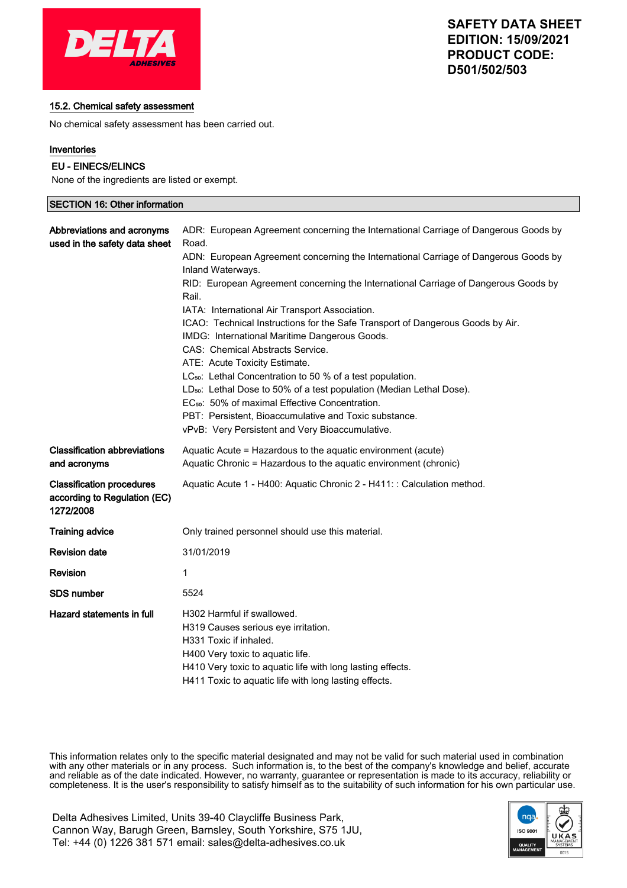#### 15.2. Chemical safety assessment

No chemical safety assessment has been carried out.

#### Inventories

**EU - EINECS/ELINCS**

None of the ingredients are listed or exempt.

## SECTION 16: Other information

| | |
|---|---|
| **Abbreviations and acronyms used in the safety data sheet** | ADR: European Agreement concerning the International Carriage of Dangerous Goods by Road.<br>ADN: European Agreement concerning the International Carriage of Dangerous Goods by Inland Waterways.<br>RID: European Agreement concerning the International Carriage of Dangerous Goods by Rail.<br>IATA: International Air Transport Association.<br>ICAO: Technical Instructions for the Safe Transport of Dangerous Goods by Air.<br>IMDG: International Maritime Dangerous Goods.<br>CAS: Chemical Abstracts Service.<br>ATE: Acute Toxicity Estimate.<br>$LC_{50}$: Lethal Concentration to 50 % of a test population.<br>$LD_{50}$: Lethal Dose to 50% of a test population (Median Lethal Dose).<br>$EC_{50}$: 50% of maximal Effective Concentration.<br>PBT: Persistent, Bioaccumulative and Toxic substance.<br>vPvB: Very Persistent and Very Bioaccumulative. |
| **Classification abbreviations and acronyms** | Aquatic Acute = Hazardous to the aquatic environment (acute)<br>Aquatic Chronic = Hazardous to the aquatic environment (chronic) |
| **Classification procedures according to Regulation (EC) 1272/2008** | Aquatic Acute 1 - H400: Aquatic Chronic 2 - H411: : Calculation method. |
| **Training advice** | Only trained personnel should use this material. |
| **Revision date** | 31/01/2019 |
| **Revision** | 1 |
| **SDS number** | 5524 |
| **Hazard statements in full** | H302 Harmful if swallowed.<br>H319 Causes serious eye irritation.<br>H331 Toxic if inhaled.<br>H400 Very toxic to aquatic life.<br>H410 Very toxic to aquatic life with long lasting effects.<br>H411 Toxic to aquatic life with long lasting effects. |

This information relates only to the specific material designated and may not be valid for such material used in combination with any other materials or in any process. Such information is, to the best of the company's knowledge and belief, accurate and reliable as of the date indicated. However, no warranty, guarantee or representation is made to its accuracy, reliability or completeness. It is the user's responsibility to satisfy himself as to the suitability of such information for his own particular use.